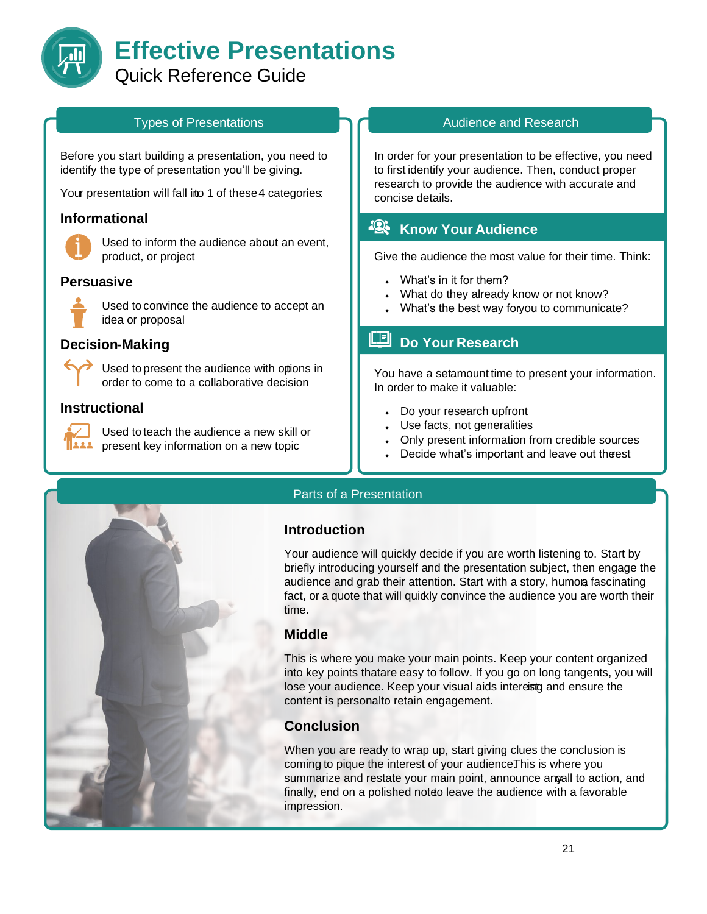# Effective Presentations

Quick Reference Guide

## Types of Presentations

Before you start building a presentation, you need to identify the type of presentation you'll be giving.

Your presentation will fall into 1 of these 4 categories:

### Informational

Used to inform the audience about an event, product, or project

### Persuasive

Used to convince the audience to accept an idea or proposal

### Decision-Making

Used to present the audience with options in order to come to a collaborative decision

### Instructional

Used to teach the audience a new skill or present key information on a new topic

## Audience and Research

In order for your presentation to be effective, you need to first identify your audience. Then, conduct proper research to provide the audience with accurate and concise details.

### Know Your Audience

Give the audience the most value for their time. Think:

- What's in it for them?
- What do they already know or not know?
- What's the best way for you to communicate?

### Do Your Research

You have a set amount time to present your information. In order to make it valuable:

- Do your research upfront
- Use facts, not generalities
- Only present information from credible sources
- Decide what's important and leave out the rest

## Parts of a Presentation

### Introduction

Your audience will quickly decide if you are worth listening to. Start by briefly introducing yourself and the presentation subject, then engage the audience and grab their attention. Start with a story, humor, a fascinating fact, or a quote that will quickly convince the audience you are worth their time.

### Middle

This is where you make your main points. Keep your content organized into key points that are easy to follow. If you go on long tangents, you will lose your audience. Keep your visual aids interesting and ensure the content is personal to retain engagement.

### Conclusion

When you are ready to wrap up, start giving clues the conclusion is coming to pique the interest of your audience. This is where you summarize and restate your main point, announce any call to action, and finally, end on a polished note to leave the audience with a favorable impression.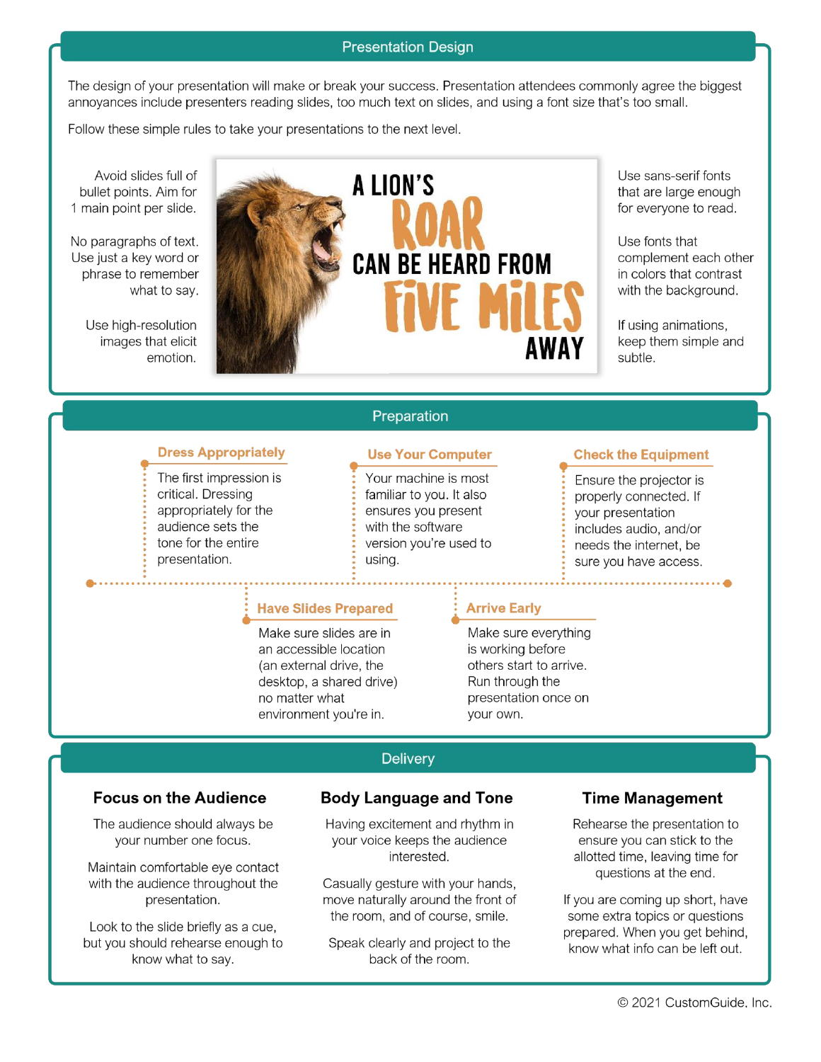## Presentation Design

The design of your presentation will make or break your success. Presentation attendees commonly agree the biggest annoyances include presenters reading slides, too much text on slides, and using a font size that's too small.

Follow these simple rules to take your presentations to the next level.

Avoid slides full of bullet points. Aim for 1 main point per slide.

No paragraphs of text. Use just a key word or phrase to remember what to say.

Use high-resolution images that elicit emotion.

A LION'S ROAR CAN BE HEARD FROM FIVE MILES AWAY

Use sans-serif fonts that are large enough for everyone to read.

Use fonts that complement each other in colors that contrast with the background.

If using animations, keep them simple and subtle.

## Preparation

### Dress Appropriately

The first impression is critical. Dressing appropriately for the audience sets the tone for the entire presentation.

### Use Your Computer

Your machine is most familiar to you. It also ensures you present with the software version you're used to using.

### Check the Equipment

Ensure the projector is properly connected. If your presentation includes audio, and/or needs the internet, be sure you have access.

### Have Slides Prepared

Make sure slides are in an accessible location (an external drive, the desktop, a shared drive) no matter what environment you're in.

### Arrive Early

Make sure everything is working before others start to arrive. Run through the presentation once on your own.

## Delivery

### Focus on the Audience

The audience should always be your number one focus.

Maintain comfortable eye contact with the audience throughout the presentation.

Look to the slide briefly as a cue, but you should rehearse enough to know what to say.

### Body Language and Tone

Having excitement and rhythm in your voice keeps the audience interested.

Casually gesture with your hands, move naturally around the front of the room, and of course, smile.

Speak clearly and project to the back of the room.

### Time Management

Rehearse the presentation to ensure you can stick to the allotted time, leaving time for questions at the end.

If you are coming up short, have some extra topics or questions prepared. When you get behind, know what info can be left out.

© 2021 CustomGuide, Inc.